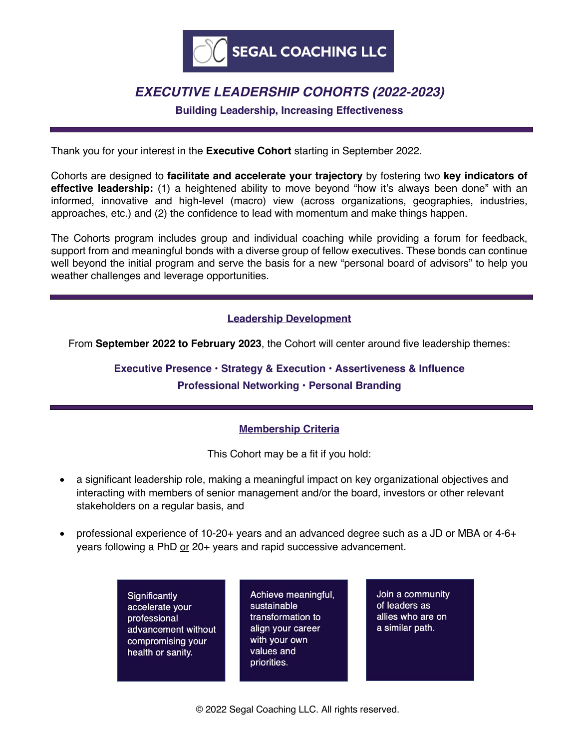**SEGAL COACHING LLC**

# *EXECUTIVE LEADERSHIP COHORTS (2022-2023)*

**Building Leadership, Increasing Effectiveness**

---

Thank you for your interest in the **Executive Cohort** starting in September 2022.

Cohorts are designed to **facilitate and accelerate your trajectory** by fostering two **key indicators of effective leadership:** (1) a heightened ability to move beyond "how it's always been done" with an informed, innovative and high-level (macro) view (across organizations, geographies, industries, approaches, etc.) and (2) the confidence to lead with momentum and make things happen.

The Cohorts program includes group and individual coaching while providing a forum for feedback, support from and meaningful bonds with a diverse group of fellow executives. These bonds can continue well beyond the initial program and serve the basis for a new "personal board of advisors" to help you weather challenges and leverage opportunities.

---

## Leadership Development

From **September 2022 to February 2023**, the Cohort will center around five leadership themes:

**Executive Presence • Strategy & Execution • Assertiveness & Influence**
**Professional Networking • Personal Branding**

---

## Membership Criteria

This Cohort may be a fit if you hold:

- a significant leadership role, making a meaningful impact on key organizational objectives and interacting with members of senior management and/or the board, investors or other relevant stakeholders on a regular basis, and

- professional experience of 10-20+ years and an advanced degree such as a JD or MBA or 4-6+ years following a PhD or 20+ years and rapid successive advancement.

Significantly accelerate your professional advancement without compromising your health or sanity.

Achieve meaningful, sustainable transformation to align your career with your own values and priorities.

Join a community of leaders as allies who are on a similar path.

© 2022 Segal Coaching LLC. All rights reserved.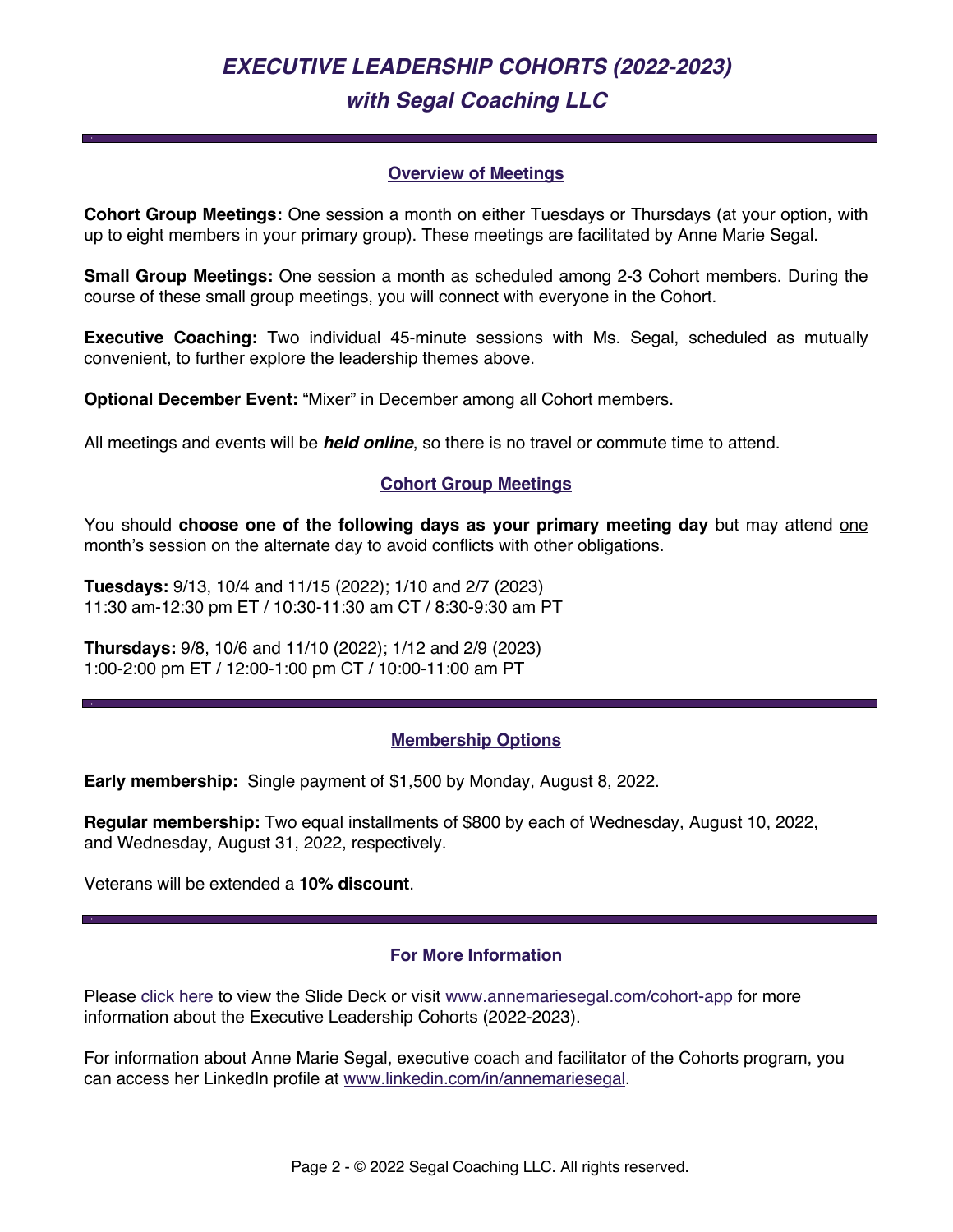# *EXECUTIVE LEADERSHIP COHORTS (2022-2023)*
## *with Segal Coaching LLC*

---

### Overview of Meetings

**Cohort Group Meetings:** One session a month on either Tuesdays or Thursdays (at your option, with up to eight members in your primary group). These meetings are facilitated by Anne Marie Segal.

**Small Group Meetings:** One session a month as scheduled among 2-3 Cohort members. During the course of these small group meetings, you will connect with everyone in the Cohort.

**Executive Coaching:** Two individual 45-minute sessions with Ms. Segal, scheduled as mutually convenient, to further explore the leadership themes above.

**Optional December Event:** "Mixer" in December among all Cohort members.

All meetings and events will be ***held online***, so there is no travel or commute time to attend.

### Cohort Group Meetings

You should **choose one of the following days as your primary meeting day** but may attend one month's session on the alternate day to avoid conflicts with other obligations.

**Tuesdays:** 9/13, 10/4 and 11/15 (2022); 1/10 and 2/7 (2023)
11:30 am-12:30 pm ET / 10:30-11:30 am CT / 8:30-9:30 am PT

**Thursdays:** 9/8, 10/6 and 11/10 (2022); 1/12 and 2/9 (2023)
1:00-2:00 pm ET / 12:00-1:00 pm CT / 10:00-11:00 am PT

---

### Membership Options

**Early membership:** Single payment of $1,500 by Monday, August 8, 2022.

**Regular membership:** Two equal installments of $800 by each of Wednesday, August 10, 2022, and Wednesday, August 31, 2022, respectively.

Veterans will be extended a **10% discount**.

---

### For More Information

Please click here to view the Slide Deck or visit www.annemariesegal.com/cohort-app for more information about the Executive Leadership Cohorts (2022-2023).

For information about Anne Marie Segal, executive coach and facilitator of the Cohorts program, you can access her LinkedIn profile at www.linkedin.com/in/annemariesegal.

© 2022 Segal Coaching LLC. All rights reserved.